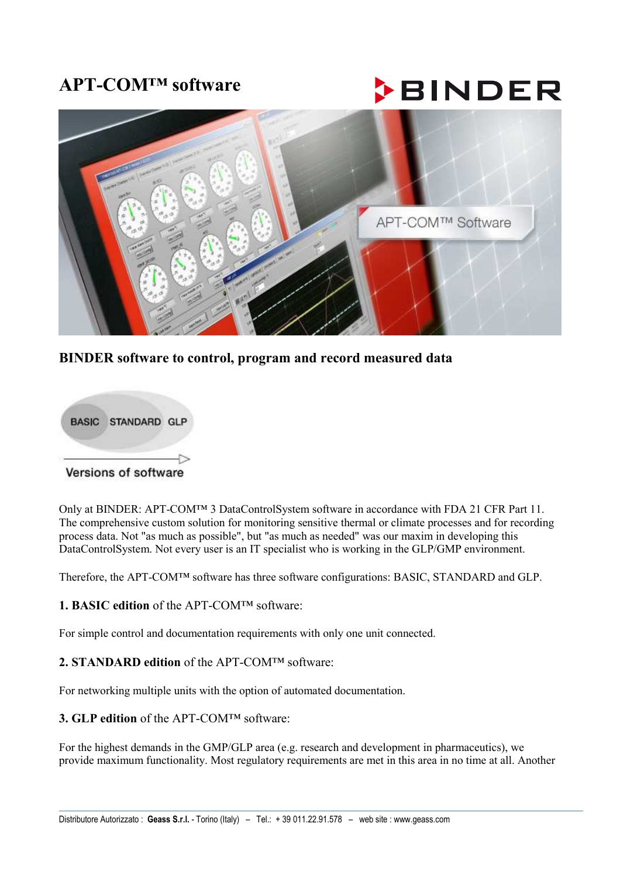# APT-COM™ software

## BINDER software to control, program and record measured data

Only at BINDER: APT-COM™ 3 DataControlSystem software in accordance with FDA 21 CFR Part 11. The comprehensive custom solution for monitoring sensitive thermal or climate processes and for recording process data. Not "as much as possible", but "as much as needed" was our maxim in developing this DataControlSystem. Not every user is an IT specialist who is working in the GLP/GMP environment.

Therefore, the APT-COM™ software has three software configurations: BASIC, STANDARD and GLP.

### 1. BASIC edition of the APT-COM™ software:

For simple control and documentation requirements with only one unit connected.

### 2. STANDARD edition of the APT-COM™ software:

For networking multiple units with the option of automated documentation.

### 3. GLP edition of the APT-COM™ software:

For the highest demands in the GMP/GLP area (e.g. research and development in pharmaceutics), we provide maximum functionality. Most regulatory requirements are met in this area in no time at all. Another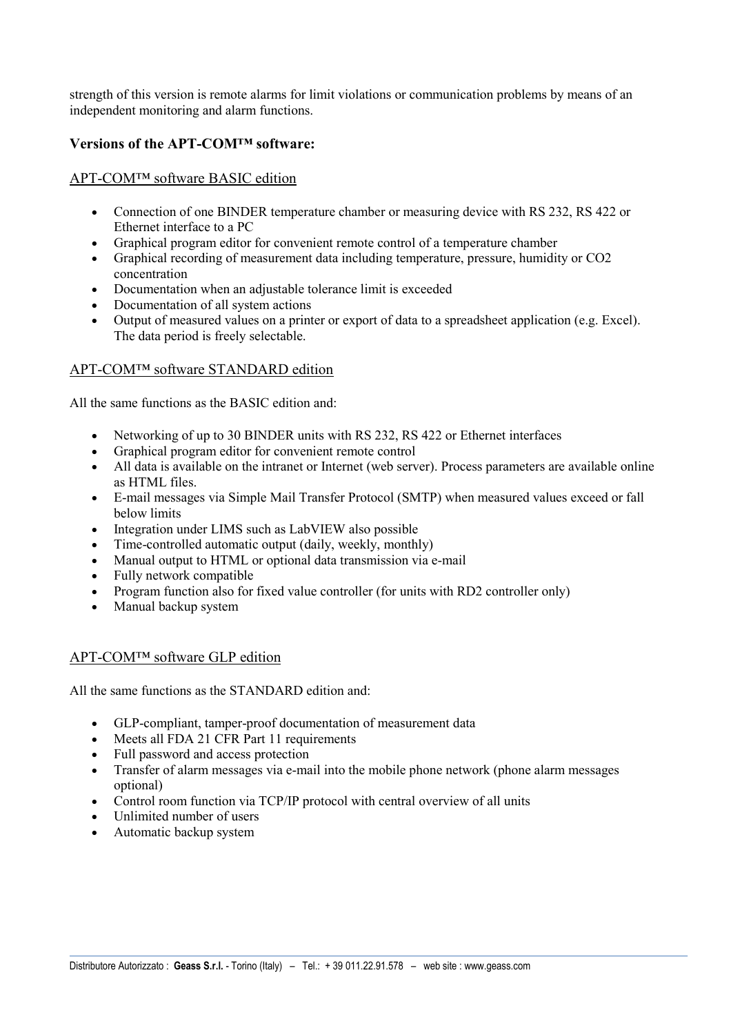strength of this version is remote alarms for limit violations or communication problems by means of an independent monitoring and alarm functions.

## Versions of the APT-COM™ software:

### APT-COM™ software BASIC edition

- Connection of one BINDER temperature chamber or measuring device with RS 232, RS 422 or Ethernet interface to a PC
- Graphical program editor for convenient remote control of a temperature chamber
- Graphical recording of measurement data including temperature, pressure, humidity or CO2 concentration
- Documentation when an adjustable tolerance limit is exceeded
- Documentation of all system actions
- Output of measured values on a printer or export of data to a spreadsheet application (e.g. Excel). The data period is freely selectable.

### APT-COM™ software STANDARD edition

All the same functions as the BASIC edition and:

- Networking of up to 30 BINDER units with RS 232, RS 422 or Ethernet interfaces
- Graphical program editor for convenient remote control
- All data is available on the intranet or Internet (web server). Process parameters are available online as HTML files.
- E-mail messages via Simple Mail Transfer Protocol (SMTP) when measured values exceed or fall below limits
- Integration under LIMS such as LabVIEW also possible
- Time-controlled automatic output (daily, weekly, monthly)
- Manual output to HTML or optional data transmission via e-mail
- Fully network compatible
- Program function also for fixed value controller (for units with RD2 controller only)
- Manual backup system

### APT-COM™ software GLP edition

All the same functions as the STANDARD edition and:

- GLP-compliant, tamper-proof documentation of measurement data
- Meets all FDA 21 CFR Part 11 requirements
- Full password and access protection
- Transfer of alarm messages via e-mail into the mobile phone network (phone alarm messages optional)
- Control room function via TCP/IP protocol with central overview of all units
- Unlimited number of users
- Automatic backup system